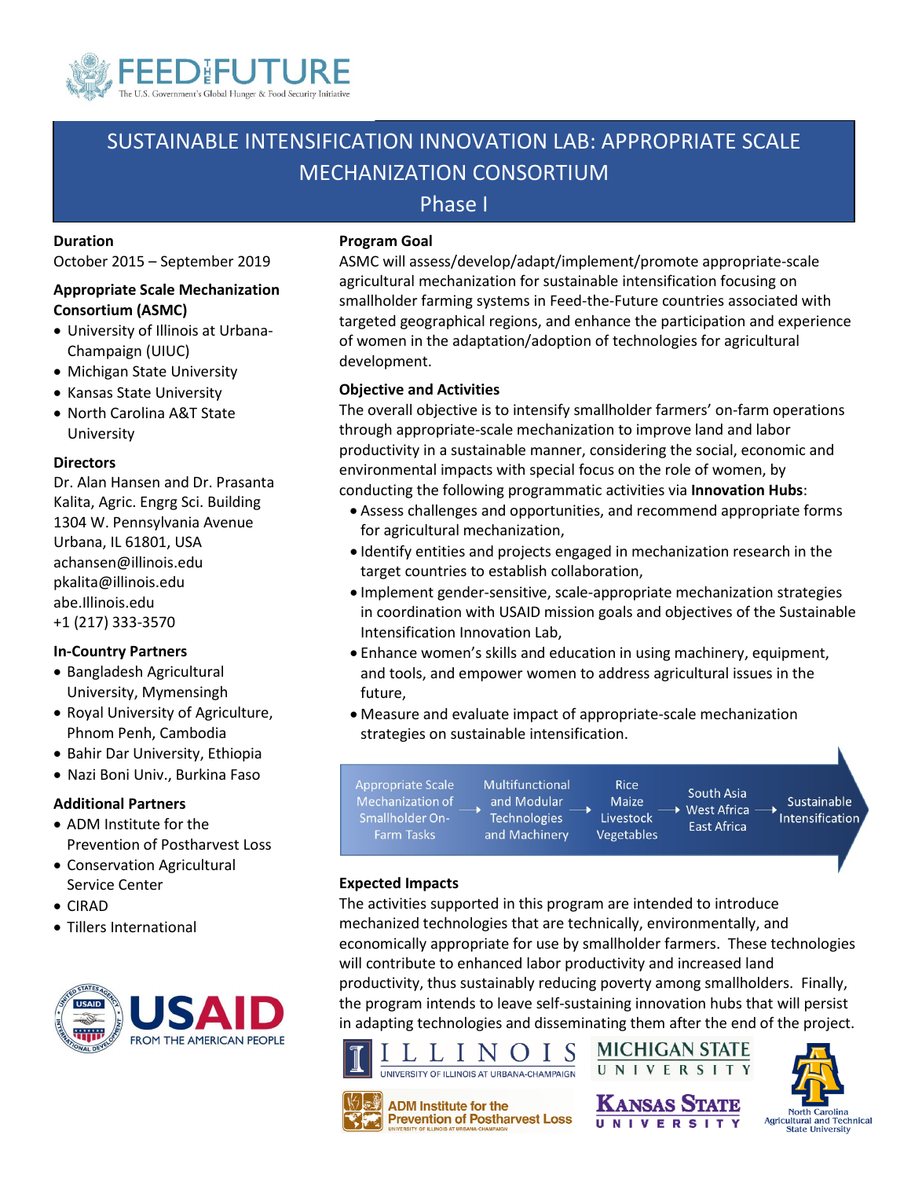# SUSTAINABLE INTENSIFICATION INNOVATION LAB: APPROPRIATE SCALE MECHANIZATION CONSORTIUM

## Phase I

**Duration**

October 2015 – September 2019

**Appropriate Scale Mechanization Consortium (ASMC)**

- University of Illinois at Urbana-Champaign (UIUC)
- Michigan State University
- Kansas State University
- North Carolina A&T State University

**Directors**

Dr. Alan Hansen and Dr. Prasanta Kalita, Agric. Engrg Sci. Building
1304 W. Pennsylvania Avenue
Urbana, IL 61801, USA
achansen@illinois.edu
pkalita@illinois.edu
abe.Illinois.edu
+1 (217) 333-3570

**In-Country Partners**

- Bangladesh Agricultural University, Mymensingh
- Royal University of Agriculture, Phnom Penh, Cambodia
- Bahir Dar University, Ethiopia
- Nazi Boni Univ., Burkina Faso

**Additional Partners**

- ADM Institute for the Prevention of Postharvest Loss
- Conservation Agricultural Service Center
- CIRAD
- Tillers International

**Program Goal**

ASMC will assess/develop/adapt/implement/promote appropriate-scale agricultural mechanization for sustainable intensification focusing on smallholder farming systems in Feed-the-Future countries associated with targeted geographical regions, and enhance the participation and experience of women in the adaptation/adoption of technologies for agricultural development.

**Objective and Activities**

The overall objective is to intensify smallholder farmers' on-farm operations through appropriate-scale mechanization to improve land and labor productivity in a sustainable manner, considering the social, economic and environmental impacts with special focus on the role of women, by conducting the following programmatic activities via **Innovation Hubs**:

- Assess challenges and opportunities, and recommend appropriate forms for agricultural mechanization,
- Identify entities and projects engaged in mechanization research in the target countries to establish collaboration,
- Implement gender-sensitive, scale-appropriate mechanization strategies in coordination with USAID mission goals and objectives of the Sustainable Intensification Innovation Lab,
- Enhance women's skills and education in using machinery, equipment, and tools, and empower women to address agricultural issues in the future,
- Measure and evaluate impact of appropriate-scale mechanization strategies on sustainable intensification.

Appropriate Scale Mechanization of Smallholder On-Farm Tasks → Multifunctional and Modular Technologies and Machinery → Rice Maize Livestock Vegetables → South Asia West Africa East Africa → Sustainable Intensification

**Expected Impacts**

The activities supported in this program are intended to introduce mechanized technologies that are technically, environmentally, and economically appropriate for use by smallholder farmers. These technologies will contribute to enhanced labor productivity and increased land productivity, thus sustainably reducing poverty among smallholders. Finally, the program intends to leave self-sustaining innovation hubs that will persist in adapting technologies and disseminating them after the end of the project.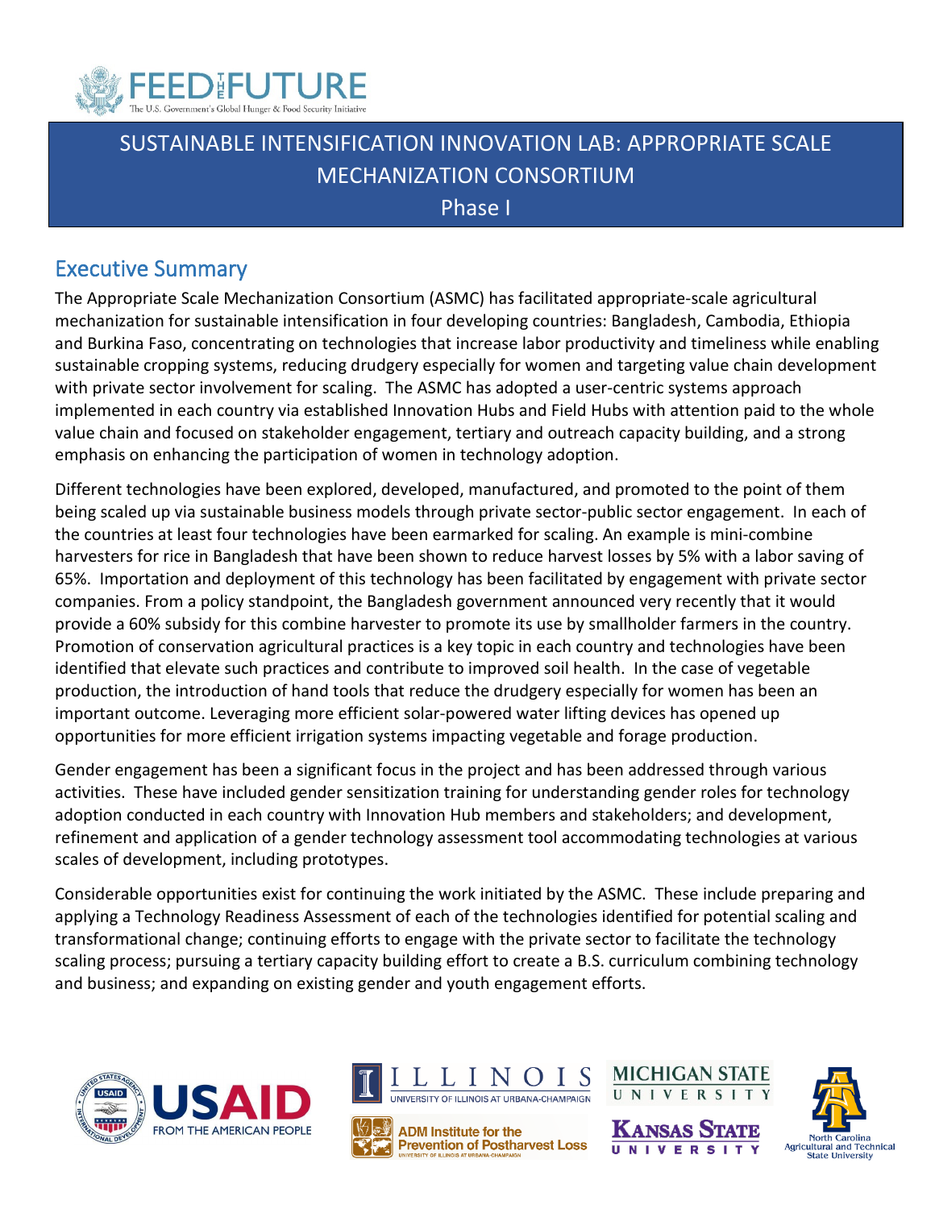# SUSTAINABLE INTENSIFICATION INNOVATION LAB: APPROPRIATE SCALE MECHANIZATION CONSORTIUM

Phase I

## Executive Summary

The Appropriate Scale Mechanization Consortium (ASMC) has facilitated appropriate-scale agricultural mechanization for sustainable intensification in four developing countries: Bangladesh, Cambodia, Ethiopia and Burkina Faso, concentrating on technologies that increase labor productivity and timeliness while enabling sustainable cropping systems, reducing drudgery especially for women and targeting value chain development with private sector involvement for scaling. The ASMC has adopted a user-centric systems approach implemented in each country via established Innovation Hubs and Field Hubs with attention paid to the whole value chain and focused on stakeholder engagement, tertiary and outreach capacity building, and a strong emphasis on enhancing the participation of women in technology adoption.

Different technologies have been explored, developed, manufactured, and promoted to the point of them being scaled up via sustainable business models through private sector-public sector engagement. In each of the countries at least four technologies have been earmarked for scaling. An example is mini-combine harvesters for rice in Bangladesh that have been shown to reduce harvest losses by 5% with a labor saving of 65%. Importation and deployment of this technology has been facilitated by engagement with private sector companies. From a policy standpoint, the Bangladesh government announced very recently that it would provide a 60% subsidy for this combine harvester to promote its use by smallholder farmers in the country. Promotion of conservation agricultural practices is a key topic in each country and technologies have been identified that elevate such practices and contribute to improved soil health. In the case of vegetable production, the introduction of hand tools that reduce the drudgery especially for women has been an important outcome. Leveraging more efficient solar-powered water lifting devices has opened up opportunities for more efficient irrigation systems impacting vegetable and forage production.

Gender engagement has been a significant focus in the project and has been addressed through various activities. These have included gender sensitization training for understanding gender roles for technology adoption conducted in each country with Innovation Hub members and stakeholders; and development, refinement and application of a gender technology assessment tool accommodating technologies at various scales of development, including prototypes.

Considerable opportunities exist for continuing the work initiated by the ASMC. These include preparing and applying a Technology Readiness Assessment of each of the technologies identified for potential scaling and transformational change; continuing efforts to engage with the private sector to facilitate the technology scaling process; pursuing a tertiary capacity building effort to create a B.S. curriculum combining technology and business; and expanding on existing gender and youth engagement efforts.